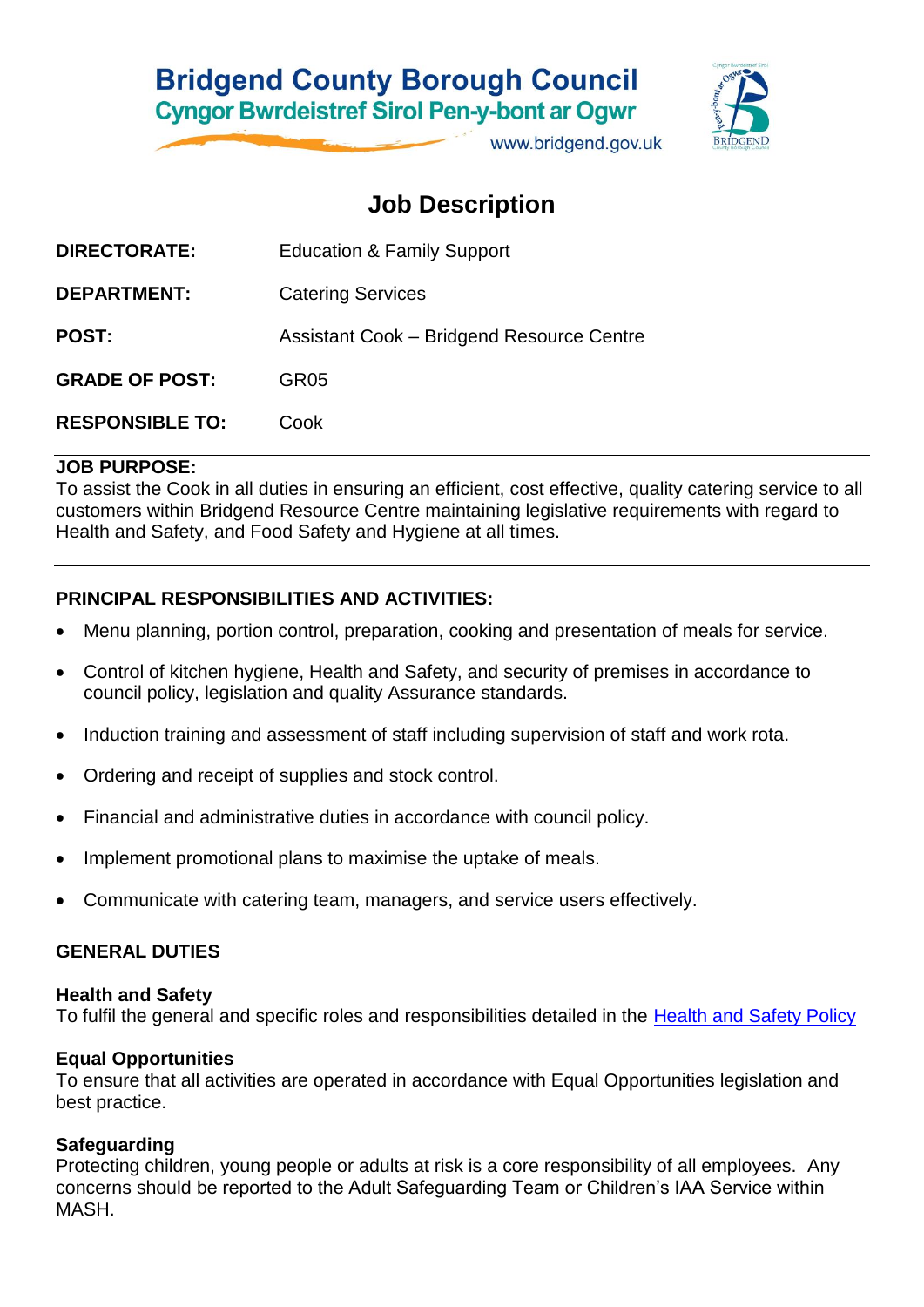**Bridgend County Borough Council**
**Cyngor Bwrdeistref Sirol Pen-y-bont ar Ogwr**
www.bridgend.gov.uk

# Job Description

| | |
|---|---|
| **DIRECTORATE:** | Education & Family Support |
| **DEPARTMENT:** | Catering Services |
| **POST:** | Assistant Cook – Bridgend Resource Centre |
| **GRADE OF POST:** | GR05 |
| **RESPONSIBLE TO:** | Cook |

**JOB PURPOSE:**
To assist the Cook in all duties in ensuring an efficient, cost effective, quality catering service to all customers within Bridgend Resource Centre maintaining legislative requirements with regard to Health and Safety, and Food Safety and Hygiene at all times.

## PRINCIPAL RESPONSIBILITIES AND ACTIVITIES:

- Menu planning, portion control, preparation, cooking and presentation of meals for service.
- Control of kitchen hygiene, Health and Safety, and security of premises in accordance to council policy, legislation and quality Assurance standards.
- Induction training and assessment of staff including supervision of staff and work rota.
- Ordering and receipt of supplies and stock control.
- Financial and administrative duties in accordance with council policy.
- Implement promotional plans to maximise the uptake of meals.
- Communicate with catering team, managers, and service users effectively.

## GENERAL DUTIES

### Health and Safety
To fulfil the general and specific roles and responsibilities detailed in the Health and Safety Policy

### Equal Opportunities
To ensure that all activities are operated in accordance with Equal Opportunities legislation and best practice.

### Safeguarding
Protecting children, young people or adults at risk is a core responsibility of all employees. Any concerns should be reported to the Adult Safeguarding Team or Children's IAA Service within MASH.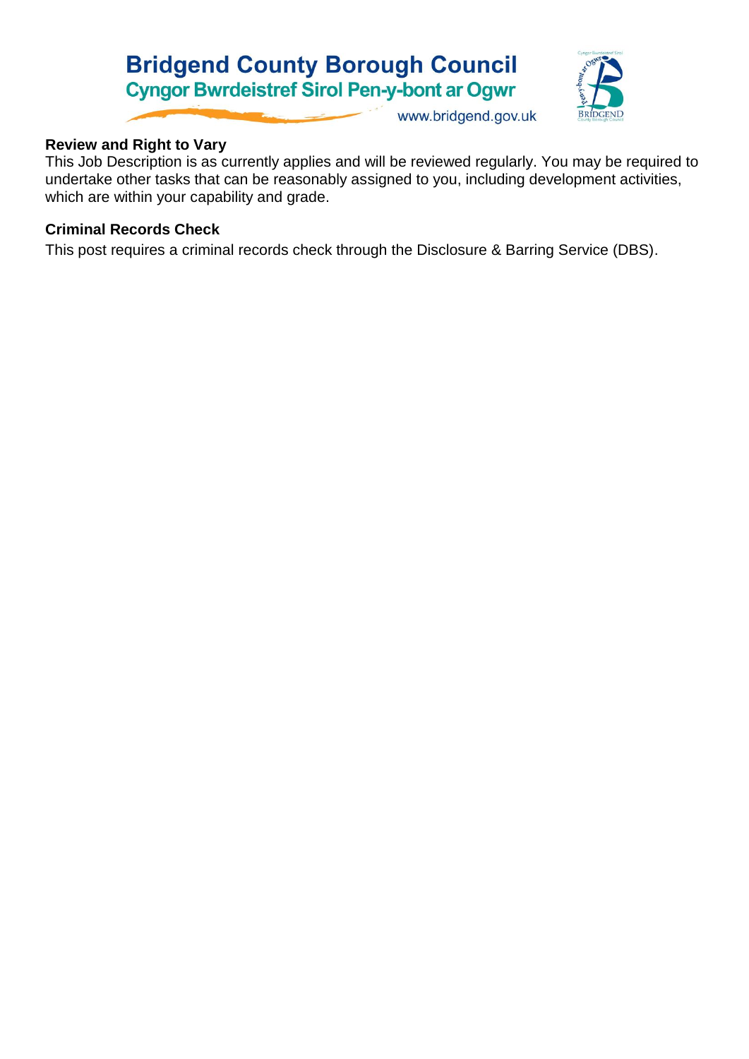**Review and Right to Vary**

This Job Description is as currently applies and will be reviewed regularly. You may be required to undertake other tasks that can be reasonably assigned to you, including development activities, which are within your capability and grade.

**Criminal Records Check**

This post requires a criminal records check through the Disclosure & Barring Service (DBS).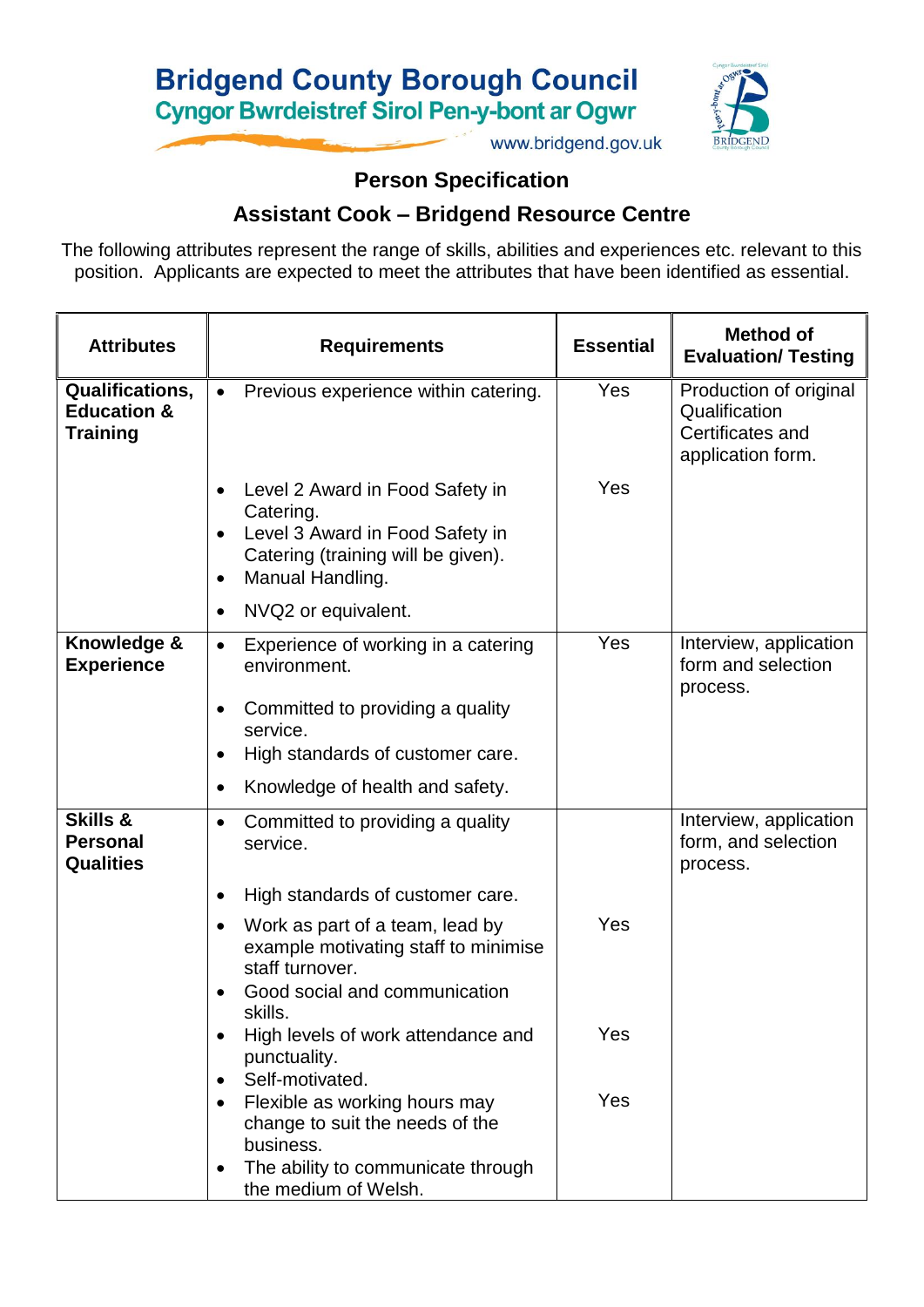**Bridgend County Borough Council**
**Cyngor Bwrdeistref Sirol Pen-y-bont ar Ogwr**
www.bridgend.gov.uk

## Person Specification

## Assistant Cook – Bridgend Resource Centre

The following attributes represent the range of skills, abilities and experiences etc. relevant to this position. Applicants are expected to meet the attributes that have been identified as essential.

| Attributes | Requirements | Essential | Method of Evaluation/ Testing |
|---|---|---|---|
| **Qualifications, Education & Training** | • Previous experience within catering. | Yes | Production of original Qualification Certificates and application form. |
| | • Level 2 Award in Food Safety in Catering.<br>• Level 3 Award in Food Safety in Catering (training will be given).<br>• Manual Handling.<br>• NVQ2 or equivalent. | Yes | |
| **Knowledge & Experience** | • Experience of working in a catering environment.<br>• Committed to providing a quality service.<br>• High standards of customer care.<br>• Knowledge of health and safety. | Yes | Interview, application form and selection process. |
| **Skills & Personal Qualities** | • Committed to providing a quality service.<br>• High standards of customer care. | | Interview, application form, and selection process. |
| | • Work as part of a team, lead by example motivating staff to minimise staff turnover.<br>• Good social and communication skills. | Yes | |
| | • High levels of work attendance and punctuality.<br>• Self-motivated. | Yes | |
| | • Flexible as working hours may change to suit the needs of the business.<br>• The ability to communicate through the medium of Welsh. | Yes | |